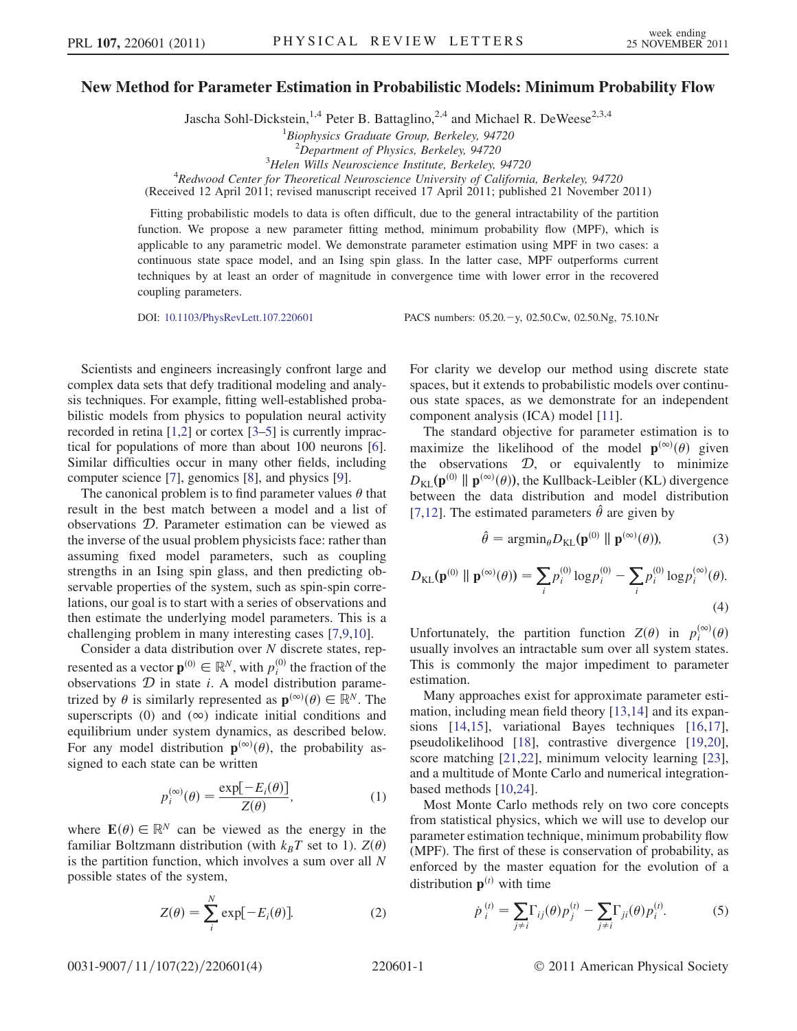# New Method for Parameter Estimation in Probabilistic Models: Minimum Probability Flow

Jascha Sohl-Dickstein,[1,4] Peter B. Battaglino,[2,4] and Michael R. DeWeese[2,3,4]

[1]*Biophysics Graduate Group, Berkeley, 94720*
[2]*Department of Physics, Berkeley, 94720*
[3]*Helen Wills Neuroscience Institute, Berkeley, 94720*
[4]*Redwood Center for Theoretical Neuroscience University of California, Berkeley, 94720*
(Received 12 April 2011; revised manuscript received 17 April 2011; published 21 November 2011)

Fitting probabilistic models to data is often difficult, due to the general intractability of the partition function. We propose a new parameter fitting method, minimum probability flow (MPF), which is applicable to any parametric model. We demonstrate parameter estimation using MPF in two cases: a continuous state space model, and an Ising spin glass. In the latter case, MPF outperforms current techniques by at least an order of magnitude in convergence time with lower error in the recovered coupling parameters.

DOI: 10.1103/PhysRevLett.107.220601 PACS numbers: 05.20.−y, 02.50.Cw, 02.50.Ng, 75.10.Nr

Scientists and engineers increasingly confront large and complex data sets that defy traditional modeling and analysis techniques. For example, fitting well-established probabilistic models from physics to population neural activity recorded in retina [1,2] or cortex [3–5] is currently impractical for populations of more than about 100 neurons [6]. Similar difficulties occur in many other fields, including computer science [7], genomics [8], and physics [9].

The canonical problem is to find parameter values $\theta$ that result in the best match between a model and a list of observations $\mathcal{D}$. Parameter estimation can be viewed as the inverse of the usual problem physicists face: rather than assuming fixed model parameters, such as coupling strengths in an Ising spin glass, and then predicting observable properties of the system, such as spin-spin correlations, our goal is to start with a series of observations and then estimate the underlying model parameters. This is a challenging problem in many interesting cases [7,9,10].

Consider a data distribution over $N$ discrete states, represented as a vector $\mathbf{p}^{(0)} \in \mathbb{R}^N$, with $p_i^{(0)}$ the fraction of the observations $\mathcal{D}$ in state $i$. A model distribution parametrized by $\theta$ is similarly represented as $\mathbf{p}^{(\infty)}(\theta) \in \mathbb{R}^N$. The superscripts (0) and ($\infty$) indicate initial conditions and equilibrium under system dynamics, as described below. For any model distribution $\mathbf{p}^{(\infty)}(\theta)$, the probability assigned to each state can be written

$$p_i^{(\infty)}(\theta) = \frac{\exp[-E_i(\theta)]}{Z(\theta)}, \tag{1}$$

where $\mathbf{E}(\theta) \in \mathbb{R}^N$ can be viewed as the energy in the familiar Boltzmann distribution (with $k_B T$ set to 1). $Z(\theta)$ is the partition function, which involves a sum over all $N$ possible states of the system,

$$Z(\theta) = \sum_i^N \exp[-E_i(\theta)]. \tag{2}$$

For clarity we develop our method using discrete state spaces, but it extends to probabilistic models over continuous state spaces, as we demonstrate for an independent component analysis (ICA) model [11].

The standard objective for parameter estimation is to maximize the likelihood of the model $\mathbf{p}^{(\infty)}(\theta)$ given the observations $\mathcal{D}$, or equivalently to minimize $D_{\mathrm{KL}}(\mathbf{p}^{(0)} \| \mathbf{p}^{(\infty)}(\theta))$, the Kullback-Leibler (KL) divergence between the data distribution and model distribution [7,12]. The estimated parameters $\hat{\theta}$ are given by

$$\hat{\theta} = \mathrm{argmin}_\theta D_{\mathrm{KL}}(\mathbf{p}^{(0)} \| \mathbf{p}^{(\infty)}(\theta)), \tag{3}$$

$$D_{\mathrm{KL}}(\mathbf{p}^{(0)} \| \mathbf{p}^{(\infty)}(\theta)) = \sum_i p_i^{(0)} \log p_i^{(0)} - \sum_i p_i^{(0)} \log p_i^{(\infty)}(\theta). \tag{4}$$

Unfortunately, the partition function $Z(\theta)$ in $p_i^{(\infty)}(\theta)$ usually involves an intractable sum over all system states. This is commonly the major impediment to parameter estimation.

Many approaches exist for approximate parameter estimation, including mean field theory [13,14] and its expansions [14,15], variational Bayes techniques [16,17], pseudolikelihood [18], contrastive divergence [19,20], score matching [21,22], minimum velocity learning [23], and a multitude of Monte Carlo and numerical integration-based methods [10,24].

Most Monte Carlo methods rely on two core concepts from statistical physics, which we will use to develop our parameter estimation technique, minimum probability flow (MPF). The first of these is conservation of probability, as enforced by the master equation for the evolution of a distribution $\mathbf{p}^{(t)}$ with time

$$\dot{p}_i^{(t)} = \sum_{j \neq i} \Gamma_{ij}(\theta) p_j^{(t)} - \sum_{j \neq i} \Gamma_{ji}(\theta) p_i^{(t)}. \tag{5}$$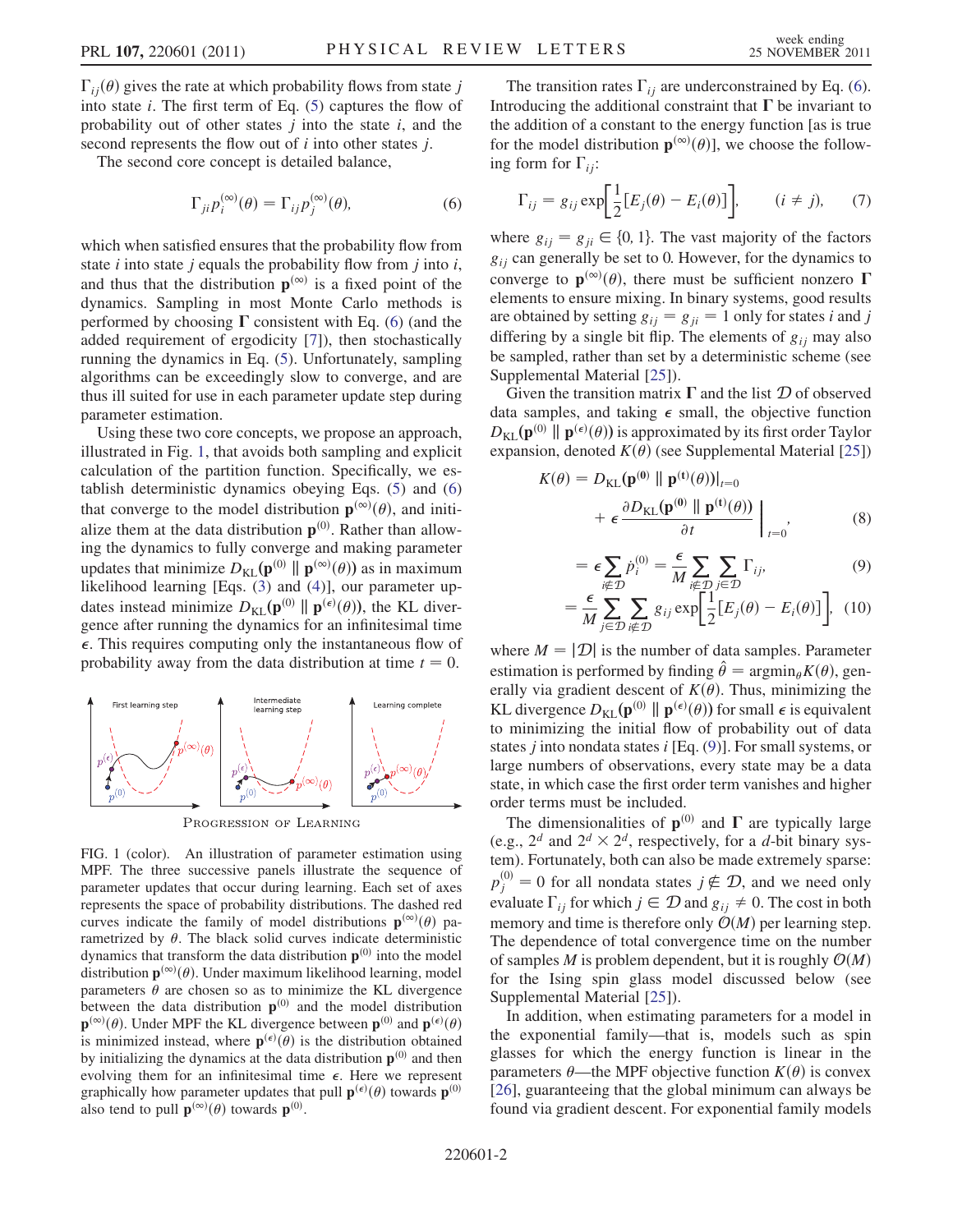$\Gamma_{ij}(\theta)$ gives the rate at which probability flows from state $j$ into state $i$. The first term of Eq. (5) captures the flow of probability out of other states $j$ into the state $i$, and the second represents the flow out of $i$ into other states $j$.

The second core concept is detailed balance,

$$\Gamma_{ji} p_i^{(\infty)}(\theta) = \Gamma_{ij} p_j^{(\infty)}(\theta), \tag{6}$$

which when satisfied ensures that the probability flow from state $i$ into state $j$ equals the probability flow from $j$ into $i$, and thus that the distribution $\mathbf{p}^{(\infty)}$ is a fixed point of the dynamics. Sampling in most Monte Carlo methods is performed by choosing $\mathbf{\Gamma}$ consistent with Eq. (6) (and the added requirement of ergodicity [7]), then stochastically running the dynamics in Eq. (5). Unfortunately, sampling algorithms can be exceedingly slow to converge, and are thus ill suited for use in each parameter update step during parameter estimation.

Using these two core concepts, we propose an approach, illustrated in Fig. 1, that avoids both sampling and explicit calculation of the partition function. Specifically, we establish deterministic dynamics obeying Eqs. (5) and (6) that converge to the model distribution $\mathbf{p}^{(\infty)}(\theta)$, and initialize them at the data distribution $\mathbf{p}^{(0)}$. Rather than allowing the dynamics to fully converge and making parameter updates that minimize $D_{\mathrm{KL}}(\mathbf{p}^{(0)} \,\|\, \mathbf{p}^{(\infty)}(\theta))$ as in maximum likelihood learning [Eqs. (3) and (4)], our parameter updates instead minimize $D_{\mathrm{KL}}(\mathbf{p}^{(0)} \,\|\, \mathbf{p}^{(\epsilon)}(\theta))$, the KL divergence after running the dynamics for an infinitesimal time $\epsilon$. This requires computing only the instantaneous flow of probability away from the data distribution at time $t = 0$.

FIG. 1 (color). An illustration of parameter estimation using MPF. The three successive panels illustrate the sequence of parameter updates that occur during learning. Each set of axes represents the space of probability distributions. The dashed red curves indicate the family of model distributions $\mathbf{p}^{(\infty)}(\theta)$ parametrized by $\theta$. The black solid curves indicate deterministic dynamics that transform the data distribution $\mathbf{p}^{(0)}$ into the model distribution $\mathbf{p}^{(\infty)}(\theta)$. Under maximum likelihood learning, model parameters $\theta$ are chosen so as to minimize the KL divergence between the data distribution $\mathbf{p}^{(0)}$ and the model distribution $\mathbf{p}^{(\infty)}(\theta)$. Under MPF the KL divergence between $\mathbf{p}^{(0)}$ and $\mathbf{p}^{(\epsilon)}(\theta)$ is minimized instead, where $\mathbf{p}^{(\epsilon)}(\theta)$ is the distribution obtained by initializing the dynamics at the data distribution $\mathbf{p}^{(0)}$ and then evolving them for an infinitesimal time $\epsilon$. Here we represent graphically how parameter updates that pull $\mathbf{p}^{(\epsilon)}(\theta)$ towards $\mathbf{p}^{(0)}$ also tend to pull $\mathbf{p}^{(\infty)}(\theta)$ towards $\mathbf{p}^{(0)}$.

The transition rates $\Gamma_{ij}$ are underconstrained by Eq. (6). Introducing the additional constraint that $\mathbf{\Gamma}$ be invariant to the addition of a constant to the energy function [as is true for the model distribution $\mathbf{p}^{(\infty)}(\theta)$], we choose the following form for $\Gamma_{ij}$:

$$\Gamma_{ij} = g_{ij} \exp\left[\frac{1}{2}[E_j(\theta) - E_i(\theta)]\right], \qquad (i \neq j), \tag{7}$$

where $g_{ij} = g_{ji} \in \{0, 1\}$. The vast majority of the factors $g_{ij}$ can generally be set to 0. However, for the dynamics to converge to $\mathbf{p}^{(\infty)}(\theta)$, there must be sufficient nonzero $\mathbf{\Gamma}$ elements to ensure mixing. In binary systems, good results are obtained by setting $g_{ij} = g_{ji} = 1$ only for states $i$ and $j$ differing by a single bit flip. The elements of $g_{ij}$ may also be sampled, rather than set by a deterministic scheme (see Supplemental Material [25]).

Given the transition matrix $\mathbf{\Gamma}$ and the list $\mathcal{D}$ of observed data samples, and taking $\epsilon$ small, the objective function $D_{\mathrm{KL}}(\mathbf{p}^{(0)} \,\|\, \mathbf{p}^{(\epsilon)}(\theta))$ is approximated by its first order Taylor expansion, denoted $K(\theta)$ (see Supplemental Material [25])

$$K(\theta) = D_{\mathrm{KL}}(\mathbf{p}^{(0)} \,\|\, \mathbf{p}^{(t)}(\theta))\big|_{t=0} + \epsilon \frac{\partial D_{\mathrm{KL}}(\mathbf{p}^{(0)} \,\|\, \mathbf{p}^{(t)}(\theta))}{\partial t}\bigg|_{t=0}, \tag{8}$$

$$= \epsilon \sum_{i \notin \mathcal{D}} \dot{p}_i^{(0)} = \frac{\epsilon}{M} \sum_{i \notin \mathcal{D}} \sum_{j \in \mathcal{D}} \Gamma_{ij}, \tag{9}$$

$$= \frac{\epsilon}{M} \sum_{j \in \mathcal{D}} \sum_{i \notin \mathcal{D}} g_{ij} \exp\left[\frac{1}{2}[E_j(\theta) - E_i(\theta)]\right], \tag{10}$$

where $M = |\mathcal{D}|$ is the number of data samples. Parameter estimation is performed by finding $\hat{\theta} = \mathrm{argmin}_{\theta} K(\theta)$, generally via gradient descent of $K(\theta)$. Thus, minimizing the KL divergence $D_{\mathrm{KL}}(\mathbf{p}^{(0)} \,\|\, \mathbf{p}^{(\epsilon)}(\theta))$ for small $\epsilon$ is equivalent to minimizing the initial flow of probability out of data states $j$ into nondata states $i$ [Eq. (9)]. For small systems, or large numbers of observations, every state may be a data state, in which case the first order term vanishes and higher order terms must be included.

The dimensionalities of $\mathbf{p}^{(0)}$ and $\mathbf{\Gamma}$ are typically large (e.g., $2^d$ and $2^d \times 2^d$, respectively, for a $d$-bit binary system). Fortunately, both can also be made extremely sparse: $p_j^{(0)} = 0$ for all nondata states $j \notin \mathcal{D}$, and we need only evaluate $\Gamma_{ij}$ for which $j \in \mathcal{D}$ and $g_{ij} \neq 0$. The cost in both memory and time is therefore only $\mathcal{O}(M)$ per learning step. The dependence of total convergence time on the number of samples $M$ is problem dependent, but it is roughly $\mathcal{O}(M)$ for the Ising spin glass model discussed below (see Supplemental Material [25]).

In addition, when estimating parameters for a model in the exponential family—that is, models such as spin glasses for which the energy function is linear in the parameters $\theta$—the MPF objective function $K(\theta)$ is convex [26], guaranteeing that the global minimum can always be found via gradient descent. For exponential family models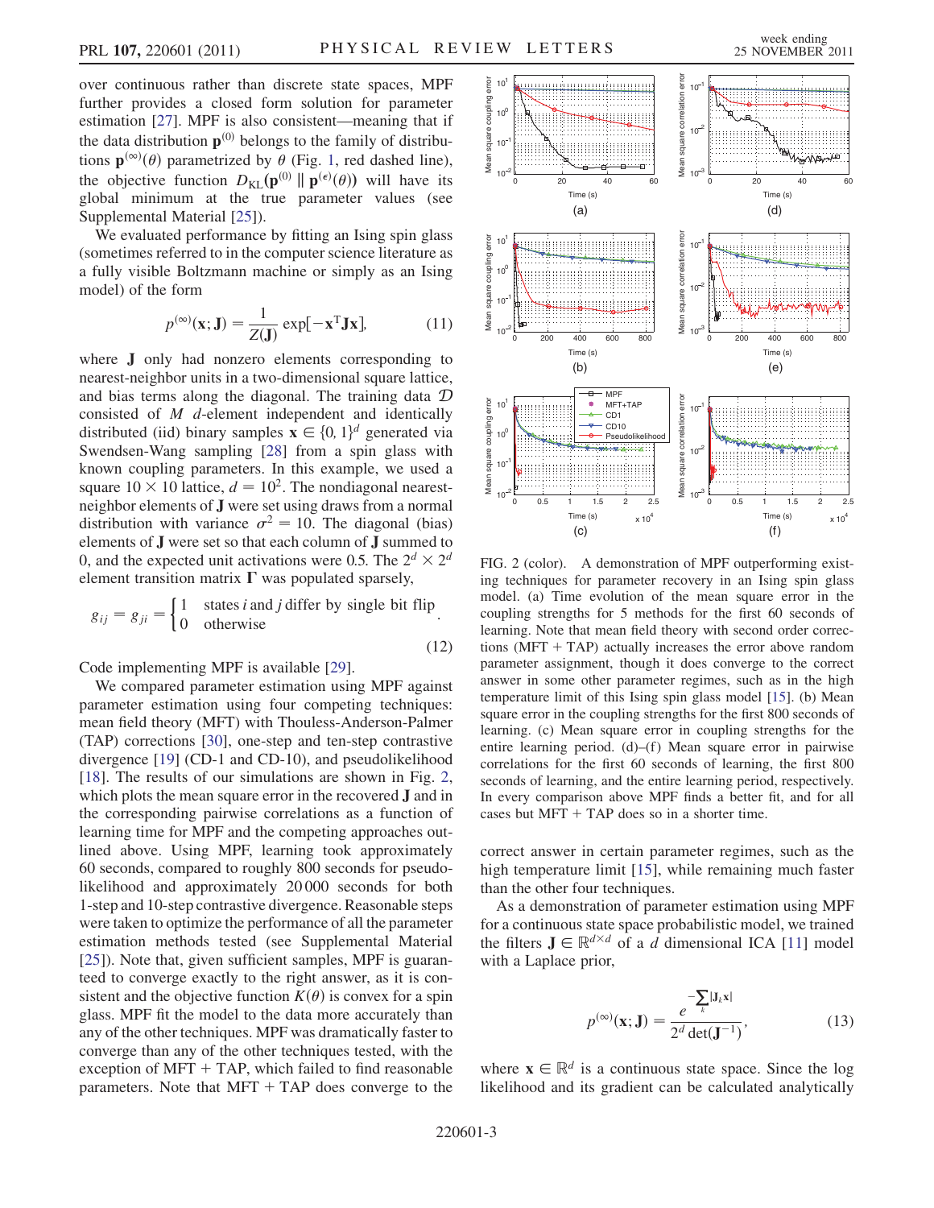over continuous rather than discrete state spaces, MPF further provides a closed form solution for parameter estimation [27]. MPF is also consistent—meaning that if the data distribution $\mathbf{p}^{(0)}$ belongs to the family of distributions $\mathbf{p}^{(\infty)}(\theta)$ parametrized by $\theta$ (Fig. 1, red dashed line), the objective function $D_{\mathrm{KL}}(\mathbf{p}^{(0)} \parallel \mathbf{p}^{(\epsilon)}(\theta))$ will have its global minimum at the true parameter values (see Supplemental Material [25]).

We evaluated performance by fitting an Ising spin glass (sometimes referred to in the computer science literature as a fully visible Boltzmann machine or simply as an Ising model) of the form

$$p^{(\infty)}(\mathbf{x}; \mathbf{J}) = \frac{1}{Z(\mathbf{J})} \exp[-\mathbf{x}^{\mathrm{T}} \mathbf{J} \mathbf{x}], \tag{11}$$

where $\mathbf{J}$ only had nonzero elements corresponding to nearest-neighbor units in a two-dimensional square lattice, and bias terms along the diagonal. The training data $\mathcal{D}$ consisted of $M$ $d$-element independent and identically distributed (iid) binary samples $\mathbf{x} \in \{0, 1\}^d$ generated via Swendsen-Wang sampling [28] from a spin glass with known coupling parameters. In this example, we used a square $10 \times 10$ lattice, $d = 10^2$. The nondiagonal nearest-neighbor elements of $\mathbf{J}$ were set using draws from a normal distribution with variance $\sigma^2 = 10$. The diagonal (bias) elements of $\mathbf{J}$ were set so that each column of $\mathbf{J}$ summed to 0, and the expected unit activations were 0.5. The $2^d \times 2^d$ element transition matrix $\boldsymbol{\Gamma}$ was populated sparsely,

$$g_{ij} = g_{ji} = \begin{cases} 1 & \text{states } i \text{ and } j \text{ differ by single bit flip} \\ 0 & \text{otherwise} \end{cases}. \tag{12}$$

Code implementing MPF is available [29].

We compared parameter estimation using MPF against parameter estimation using four competing techniques: mean field theory (MFT) with Thouless-Anderson-Palmer (TAP) corrections [30], one-step and ten-step contrastive divergence [19] (CD-1 and CD-10), and pseudolikelihood [18]. The results of our simulations are shown in Fig. 2, which plots the mean square error in the recovered $\mathbf{J}$ and in the corresponding pairwise correlations as a function of learning time for MPF and the competing approaches outlined above. Using MPF, learning took approximately 60 seconds, compared to roughly 800 seconds for pseudolikelihood and approximately 20 000 seconds for both 1-step and 10-step contrastive divergence. Reasonable steps were taken to optimize the performance of all the parameter estimation methods tested (see Supplemental Material [25]). Note that, given sufficient samples, MPF is guaranteed to converge exactly to the right answer, as it is consistent and the objective function $K(\theta)$ is convex for a spin glass. MPF fit the model to the data more accurately than any of the other techniques. MPF was dramatically faster to converge than any of the other techniques tested, with the exception of MFT + TAP, which failed to find reasonable parameters. Note that MFT + TAP does converge to the correct answer in certain parameter regimes, such as the high temperature limit [15], while remaining much faster than the other four techniques.

FIG. 2 (color). A demonstration of MPF outperforming existing techniques for parameter recovery in an Ising spin glass model. (a) Time evolution of the mean square error in the coupling strengths for 5 methods for the first 60 seconds of learning. Note that mean field theory with second order corrections (MFT + TAP) actually increases the error above random parameter assignment, though it does converge to the correct answer in some other parameter regimes, such as in the high temperature limit of this Ising spin glass model [15]. (b) Mean square error in the coupling strengths for the first 800 seconds of learning. (c) Mean square error in coupling strengths for the entire learning period. (d)–(f) Mean square error in pairwise correlations for the first 60 seconds of learning, the first 800 seconds of learning, and the entire learning period, respectively. In every comparison above MPF finds a better fit, and for all cases but MFT + TAP does so in a shorter time.

As a demonstration of parameter estimation using MPF for a continuous state space probabilistic model, we trained the filters $\mathbf{J} \in \mathbb{R}^{d \times d}$ of a $d$ dimensional ICA [11] model with a Laplace prior,

$$p^{(\infty)}(\mathbf{x}; \mathbf{J}) = \frac{e^{-\sum_k |\mathbf{J}_k \mathbf{x}|}}{2^d \det(\mathbf{J}^{-1})}, \tag{13}$$

where $\mathbf{x} \in \mathbb{R}^d$ is a continuous state space. Since the log likelihood and its gradient can be calculated analytically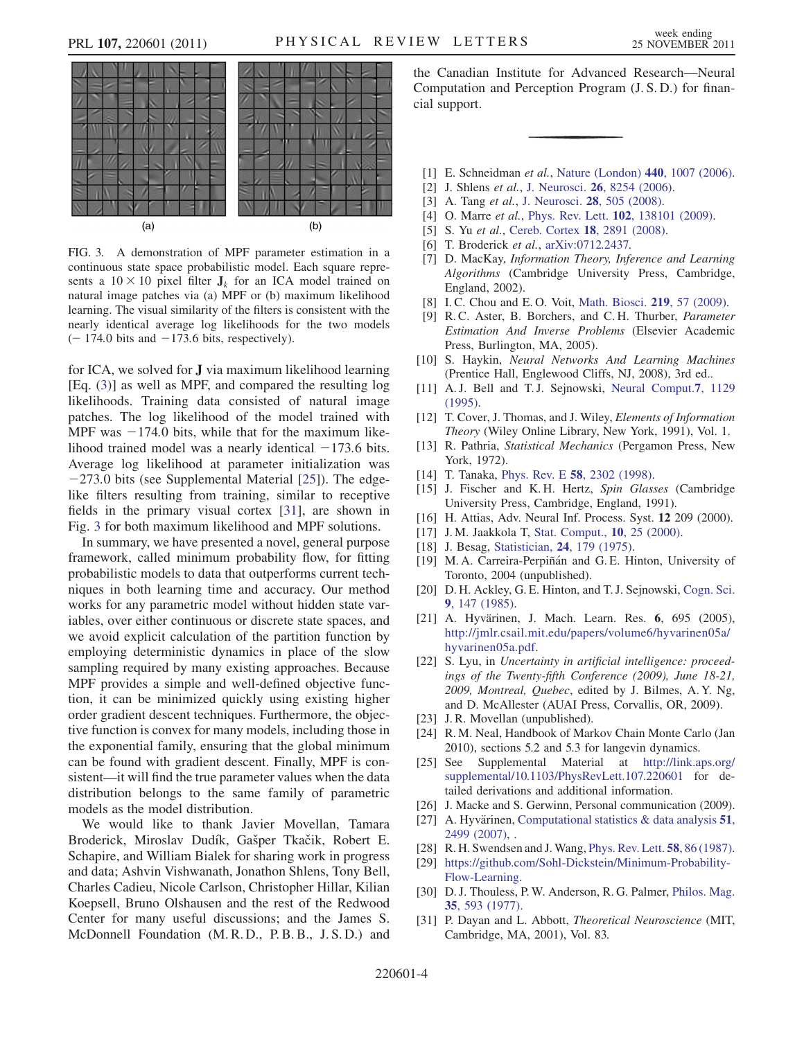(a) (b)

FIG. 3. A demonstration of MPF parameter estimation in a continuous state space probabilistic model. Each square represents a $10 \times 10$ pixel filter $\mathbf{J}_k$ for an ICA model trained on natural image patches via (a) MPF or (b) maximum likelihood learning. The visual similarity of the filters is consistent with the nearly identical average log likelihoods for the two models ($-$ 174.0 bits and $-$173.6 bits, respectively).

for ICA, we solved for $\mathbf{J}$ via maximum likelihood learning [Eq. (3)] as well as MPF, and compared the resulting log likelihoods. Training data consisted of natural image patches. The log likelihood of the model trained with MPF was $-174.0$ bits, while that for the maximum likelihood trained model was a nearly identical $-173.6$ bits. Average log likelihood at parameter initialization was $-273.0$ bits (see Supplemental Material [25]). The edge-like filters resulting from training, similar to receptive fields in the primary visual cortex [31], are shown in Fig. 3 for both maximum likelihood and MPF solutions.

In summary, we have presented a novel, general purpose framework, called minimum probability flow, for fitting probabilistic models to data that outperforms current techniques in both learning time and accuracy. Our method works for any parametric model without hidden state variables, over either continuous or discrete state spaces, and we avoid explicit calculation of the partition function by employing deterministic dynamics in place of the slow sampling required by many existing approaches. Because MPF provides a simple and well-defined objective function, it can be minimized quickly using existing higher order gradient descent techniques. Furthermore, the objective function is convex for many models, including those in the exponential family, ensuring that the global minimum can be found with gradient descent. Finally, MPF is consistent—it will find the true parameter values when the data distribution belongs to the same family of parametric models as the model distribution.

We would like to thank Javier Movellan, Tamara Broderick, Miroslav Dudík, Gašper Tkačik, Robert E. Schapire, and William Bialek for sharing work in progress and data; Ashvin Vishwanath, Jonathon Shlens, Tony Bell, Charles Cadieu, Nicole Carlson, Christopher Hillar, Kilian Koepsell, Bruno Olshausen and the rest of the Redwood Center for many useful discussions; and the James S. McDonnell Foundation (M. R. D., P. B. B., J. S. D.) and the Canadian Institute for Advanced Research—Neural Computation and Perception Program (J. S. D.) for financial support.

---

[1] E. Schneidman *et al.*, Nature (London) **440**, 1007 (2006).
[2] J. Shlens *et al.*, J. Neurosci. **26**, 8254 (2006).
[3] A. Tang *et al.*, J. Neurosci. **28**, 505 (2008).
[4] O. Marre *et al.*, Phys. Rev. Lett. **102**, 138101 (2009).
[5] S. Yu *et al.*, Cereb. Cortex **18**, 2891 (2008).
[6] T. Broderick *et al.*, arXiv:0712.2437.
[7] D. MacKay, *Information Theory, Inference and Learning Algorithms* (Cambridge University Press, Cambridge, England, 2002).
[8] I. C. Chou and E. O. Voit, Math. Biosci. **219**, 57 (2009).
[9] R. C. Aster, B. Borchers, and C. H. Thurber, *Parameter Estimation And Inverse Problems* (Elsevier Academic Press, Burlington, MA, 2005).
[10] S. Haykin, *Neural Networks And Learning Machines* (Prentice Hall, Englewood Cliffs, NJ, 2008), 3rd ed..
[11] A. J. Bell and T. J. Sejnowski, Neural Comput.**7**, 1129 (1995).
[12] T. Cover, J. Thomas, and J. Wiley, *Elements of Information Theory* (Wiley Online Library, New York, 1991), Vol. 1.
[13] R. Pathria, *Statistical Mechanics* (Pergamon Press, New York, 1972).
[14] T. Tanaka, Phys. Rev. E **58**, 2302 (1998).
[15] J. Fischer and K. H. Hertz, *Spin Glasses* (Cambridge University Press, Cambridge, England, 1991).
[16] H. Attias, Adv. Neural Inf. Process. Syst. **12** 209 (2000).
[17] J. M. Jaakkola T, Stat. Comput., **10**, 25 (2000).
[18] J. Besag, Statistician, **24**, 179 (1975).
[19] M. A. Carreira-Perpiñán and G. E. Hinton, University of Toronto, 2004 (unpublished).
[20] D. H. Ackley, G. E. Hinton, and T. J. Sejnowski, Cogn. Sci. **9**, 147 (1985).
[21] A. Hyvärinen, J. Mach. Learn. Res. **6**, 695 (2005), http://jmlr.csail.mit.edu/papers/volume6/hyvarinen05a/hyvarinen05a.pdf.
[22] S. Lyu, in *Uncertainty in artificial intelligence: proceedings of the Twenty-fifth Conference (2009), June 18-21, 2009, Montreal, Quebec*, edited by J. Bilmes, A. Y. Ng, and D. McAllester (AUAI Press, Corvallis, OR, 2009).
[23] J. R. Movellan (unpublished).
[24] R. M. Neal, Handbook of Markov Chain Monte Carlo (Jan 2010), sections 5.2 and 5.3 for langevin dynamics.
[25] See Supplemental Material at http://link.aps.org/supplemental/10.1103/PhysRevLett.107.220601 for detailed derivations and additional information.
[26] J. Macke and S. Gerwinn, Personal communication (2009).
[27] A. Hyvärinen, Computational statistics & data analysis **51**, 2499 (2007), .
[28] R. H. Swendsen and J. Wang, Phys. Rev. Lett. **58**, 86 (1987).
[29] https://github.com/Sohl-Dickstein/Minimum-Probability-Flow-Learning.
[30] D. J. Thouless, P. W. Anderson, R. G. Palmer, Philos. Mag. **35**, 593 (1977).
[31] P. Dayan and L. Abbott, *Theoretical Neuroscience* (MIT, Cambridge, MA, 2001), Vol. 83.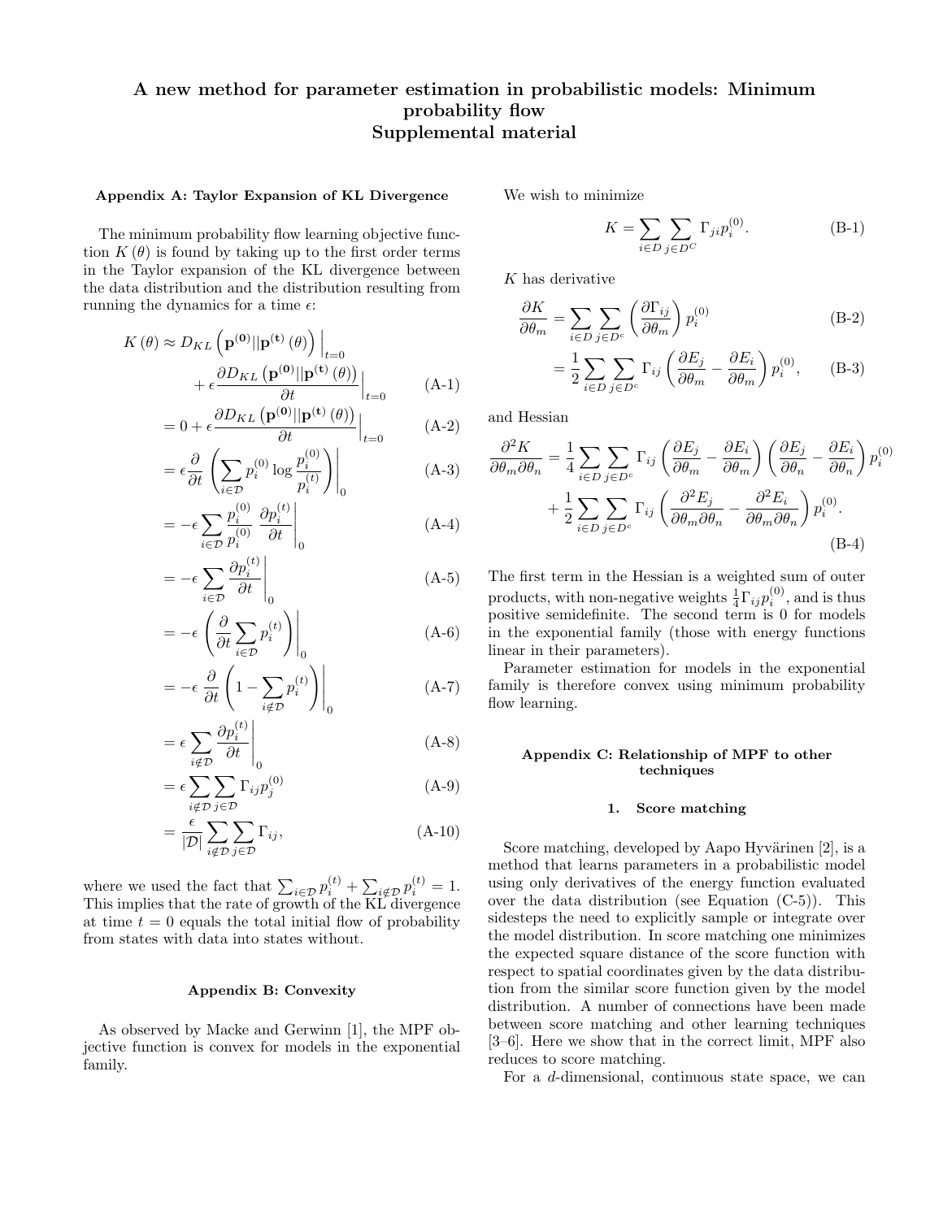# A new method for parameter estimation in probabilistic models: Minimum probability flow
## Supplemental material

### Appendix A: Taylor Expansion of KL Divergence

The minimum probability flow learning objective function $K(\theta)$ is found by taking up to the first order terms in the Taylor expansion of the KL divergence between the data distribution and the distribution resulting from running the dynamics for a time $\epsilon$:

$$K(\theta) \approx D_{KL}\left(\mathbf{p}^{(0)}||\mathbf{p}^{(t)}(\theta)\right)\Big|_{t=0} + \epsilon \frac{\partial D_{KL}\left(\mathbf{p}^{(0)}||\mathbf{p}^{(t)}(\theta)\right)}{\partial t}\Big|_{t=0} \tag{A-1}$$

$$= 0 + \epsilon \frac{\partial D_{KL}\left(\mathbf{p}^{(0)}||\mathbf{p}^{(t)}(\theta)\right)}{\partial t}\Big|_{t=0} \tag{A-2}$$

$$= \epsilon \frac{\partial}{\partial t}\left(\sum_{i\in\mathcal{D}} p_i^{(0)} \log \frac{p_i^{(0)}}{p_i^{(t)}}\right)\Bigg|_0 \tag{A-3}$$

$$= -\epsilon \sum_{i\in\mathcal{D}} \frac{p_i^{(0)}}{p_i^{(0)}} \frac{\partial p_i^{(t)}}{\partial t}\Bigg|_0 \tag{A-4}$$

$$= -\epsilon \sum_{i\in\mathcal{D}} \frac{\partial p_i^{(t)}}{\partial t}\Bigg|_0 \tag{A-5}$$

$$= -\epsilon \left(\frac{\partial}{\partial t}\sum_{i\in\mathcal{D}} p_i^{(t)}\right)\Bigg|_0 \tag{A-6}$$

$$= -\epsilon \frac{\partial}{\partial t}\left(1 - \sum_{i\notin\mathcal{D}} p_i^{(t)}\right)\Bigg|_0 \tag{A-7}$$

$$= \epsilon \sum_{i\notin\mathcal{D}} \frac{\partial p_i^{(t)}}{\partial t}\Bigg|_0 \tag{A-8}$$

$$= \epsilon \sum_{i\notin\mathcal{D}} \sum_{j\in\mathcal{D}} \Gamma_{ij} p_j^{(0)} \tag{A-9}$$

$$= \frac{\epsilon}{|\mathcal{D}|} \sum_{i\notin\mathcal{D}} \sum_{j\in\mathcal{D}} \Gamma_{ij}, \tag{A-10}$$

where we used the fact that $\sum_{i\in\mathcal{D}} p_i^{(t)} + \sum_{i\notin\mathcal{D}} p_i^{(t)} = 1$. This implies that the rate of growth of the KL divergence at time $t = 0$ equals the total initial flow of probability from states with data into states without.

### Appendix B: Convexity

As observed by Macke and Gerwinn [1], the MPF objective function is convex for models in the exponential family.

We wish to minimize

$$K = \sum_{i\in D} \sum_{j\in D^C} \Gamma_{ji} p_i^{(0)}. \tag{B-1}$$

$K$ has derivative

$$\frac{\partial K}{\partial \theta_m} = \sum_{i\in D} \sum_{j\in D^c} \left(\frac{\partial \Gamma_{ij}}{\partial \theta_m}\right) p_i^{(0)} \tag{B-2}$$

$$= \frac{1}{2} \sum_{i\in D} \sum_{j\in D^c} \Gamma_{ij} \left(\frac{\partial E_j}{\partial \theta_m} - \frac{\partial E_i}{\partial \theta_m}\right) p_i^{(0)}, \tag{B-3}$$

and Hessian

$$\frac{\partial^2 K}{\partial \theta_m \partial \theta_n} = \frac{1}{4} \sum_{i\in D} \sum_{j\in D^c} \Gamma_{ij} \left(\frac{\partial E_j}{\partial \theta_m} - \frac{\partial E_i}{\partial \theta_m}\right) \left(\frac{\partial E_j}{\partial \theta_n} - \frac{\partial E_i}{\partial \theta_n}\right) p_i^{(0)} + \frac{1}{2} \sum_{i\in D} \sum_{j\in D^c} \Gamma_{ij} \left(\frac{\partial^2 E_j}{\partial \theta_m \partial \theta_n} - \frac{\partial^2 E_i}{\partial \theta_m \partial \theta_n}\right) p_i^{(0)}. \tag{B-4}$$

The first term in the Hessian is a weighted sum of outer products, with non-negative weights $\frac{1}{4}\Gamma_{ij} p_i^{(0)}$, and is thus positive semidefinite. The second term is 0 for models in the exponential family (those with energy functions linear in their parameters).

Parameter estimation for models in the exponential family is therefore convex using minimum probability flow learning.

### Appendix C: Relationship of MPF to other techniques

#### 1. Score matching

Score matching, developed by Aapo Hyvärinen [2], is a method that learns parameters in a probabilistic model using only derivatives of the energy function evaluated over the data distribution (see Equation (C-5)). This sidesteps the need to explicitly sample or integrate over the model distribution. In score matching one minimizes the expected square distance of the score function with respect to spatial coordinates given by the data distribution from the similar score function given by the model distribution. A number of connections have been made between score matching and other learning techniques [3–6]. Here we show that in the correct limit, MPF also reduces to score matching.

For a $d$-dimensional, continuous state space, we can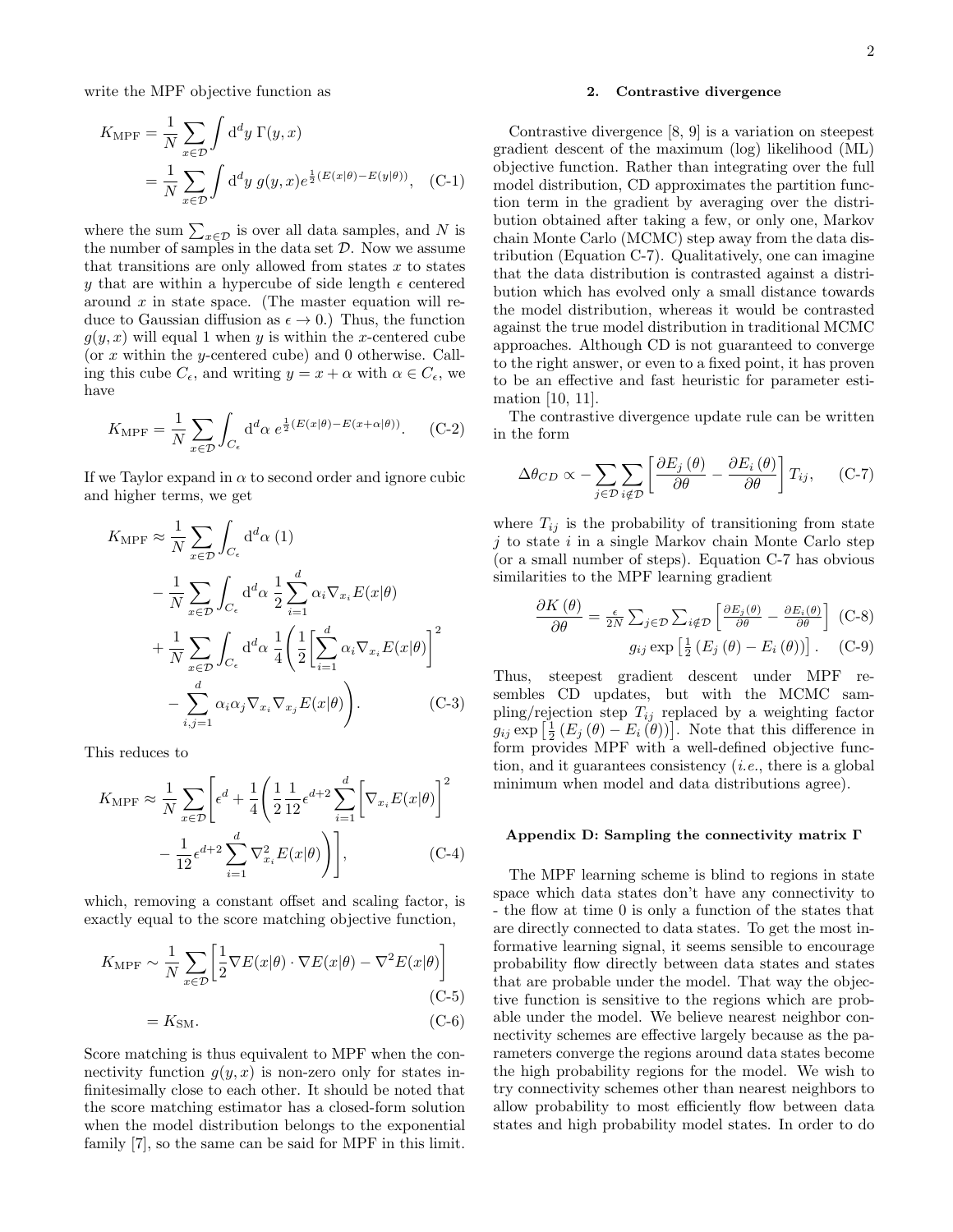write the MPF objective function as

$$K_{\text{MPF}} = \frac{1}{N}\sum_{x\in\mathcal{D}}\int \mathrm{d}^d y\ \Gamma(y,x)$$
$$= \frac{1}{N}\sum_{x\in\mathcal{D}}\int \mathrm{d}^d y\ g(y,x) e^{\frac{1}{2}(E(x|\theta)-E(y|\theta))}, \quad \text{(C-1)}$$

where the sum $\sum_{x\in\mathcal{D}}$ is over all data samples, and $N$ is the number of samples in the data set $\mathcal{D}$. Now we assume that transitions are only allowed from states $x$ to states $y$ that are within a hypercube of side length $\epsilon$ centered around $x$ in state space. (The master equation will reduce to Gaussian diffusion as $\epsilon \to 0$.) Thus, the function $g(y,x)$ will equal 1 when $y$ is within the $x$-centered cube (or $x$ within the $y$-centered cube) and 0 otherwise. Calling this cube $C_\epsilon$, and writing $y = x + \alpha$ with $\alpha \in C_\epsilon$, we have

$$K_{\text{MPF}} = \frac{1}{N}\sum_{x\in\mathcal{D}}\int_{C_\epsilon} \mathrm{d}^d\alpha\ e^{\frac{1}{2}(E(x|\theta)-E(x+\alpha|\theta))}. \quad \text{(C-2)}$$

If we Taylor expand in $\alpha$ to second order and ignore cubic and higher terms, we get

$$K_{\text{MPF}} \approx \frac{1}{N}\sum_{x\in\mathcal{D}}\int_{C_\epsilon} \mathrm{d}^d\alpha\ (1)$$
$$- \frac{1}{N}\sum_{x\in\mathcal{D}}\int_{C_\epsilon} \mathrm{d}^d\alpha\ \frac{1}{2}\sum_{i=1}^{d}\alpha_i \nabla_{x_i} E(x|\theta)$$
$$+ \frac{1}{N}\sum_{x\in\mathcal{D}}\int_{C_\epsilon} \mathrm{d}^d\alpha\ \frac{1}{4}\left(\frac{1}{2}\left[\sum_{i=1}^{d}\alpha_i \nabla_{x_i} E(x|\theta)\right]^2 - \sum_{i,j=1}^{d}\alpha_i\alpha_j \nabla_{x_i}\nabla_{x_j} E(x|\theta)\right). \quad \text{(C-3)}$$

This reduces to

$$K_{\text{MPF}} \approx \frac{1}{N}\sum_{x\in\mathcal{D}}\left[\epsilon^d + \frac{1}{4}\left(\frac{1}{2}\frac{1}{12}\epsilon^{d+2}\sum_{i=1}^{d}\left[\nabla_{x_i} E(x|\theta)\right]^2 - \frac{1}{12}\epsilon^{d+2}\sum_{i=1}^{d}\nabla^2_{x_i} E(x|\theta)\right)\right], \quad \text{(C-4)}$$

which, removing a constant offset and scaling factor, is exactly equal to the score matching objective function,

$$K_{\text{MPF}} \sim \frac{1}{N}\sum_{x\in\mathcal{D}}\left[\frac{1}{2}\nabla E(x|\theta)\cdot\nabla E(x|\theta) - \nabla^2 E(x|\theta)\right] \quad \text{(C-5)}$$
$$= K_{\text{SM}}. \quad \text{(C-6)}$$

Score matching is thus equivalent to MPF when the connectivity function $g(y,x)$ is non-zero only for states infinitesimally close to each other. It should be noted that the score matching estimator has a closed-form solution when the model distribution belongs to the exponential family [7], so the same can be said for MPF in this limit.

### 2. Contrastive divergence

Contrastive divergence [8, 9] is a variation on steepest gradient descent of the maximum (log) likelihood (ML) objective function. Rather than integrating over the full model distribution, CD approximates the partition function term in the gradient by averaging over the distribution obtained after taking a few, or only one, Markov chain Monte Carlo (MCMC) step away from the data distribution (Equation C-7). Qualitatively, one can imagine that the data distribution is contrasted against a distribution which has evolved only a small distance towards the model distribution, whereas it would be contrasted against the true model distribution in traditional MCMC approaches. Although CD is not guaranteed to converge to the right answer, or even to a fixed point, it has proven to be an effective and fast heuristic for parameter estimation [10, 11].

The contrastive divergence update rule can be written in the form

$$\Delta\theta_{CD} \propto -\sum_{j\in\mathcal{D}}\sum_{i\notin\mathcal{D}}\left[\frac{\partial E_j(\theta)}{\partial\theta} - \frac{\partial E_i(\theta)}{\partial\theta}\right]T_{ij}, \quad \text{(C-7)}$$

where $T_{ij}$ is the probability of transitioning from state $j$ to state $i$ in a single Markov chain Monte Carlo step (or a small number of steps). Equation C-7 has obvious similarities to the MPF learning gradient

$$\frac{\partial K(\theta)}{\partial\theta} = \frac{\epsilon}{2N}\sum_{j\in\mathcal{D}}\sum_{i\notin\mathcal{D}}\left[\frac{\partial E_j(\theta)}{\partial\theta} - \frac{\partial E_i(\theta)}{\partial\theta}\right] \quad \text{(C-8)}$$
$$g_{ij}\exp\left[\frac{1}{2}\left(E_j(\theta) - E_i(\theta)\right)\right]. \quad \text{(C-9)}$$

Thus, steepest gradient descent under MPF resembles CD updates, but with the MCMC sampling/rejection step $T_{ij}$ replaced by a weighting factor $g_{ij}\exp\left[\frac{1}{2}\left(E_j(\theta) - E_i(\theta)\right)\right]$. Note that this difference in form provides MPF with a well-defined objective function, and it guarantees consistency (*i.e.*, there is a global minimum when model and data distributions agree).

## Appendix D: Sampling the connectivity matrix Γ

The MPF learning scheme is blind to regions in state space which data states don't have any connectivity to - the flow at time 0 is only a function of the states that are directly connected to data states. To get the most informative learning signal, it seems sensible to encourage probability flow directly between data states and states that are probable under the model. That way the objective function is sensitive to the regions which are probable under the model. We believe nearest neighbor connectivity schemes are effective largely because as the parameters converge the regions around data states become the high probability regions for the model. We wish to try connectivity schemes other than nearest neighbors to allow probability to most efficiently flow between data states and high probability model states. In order to do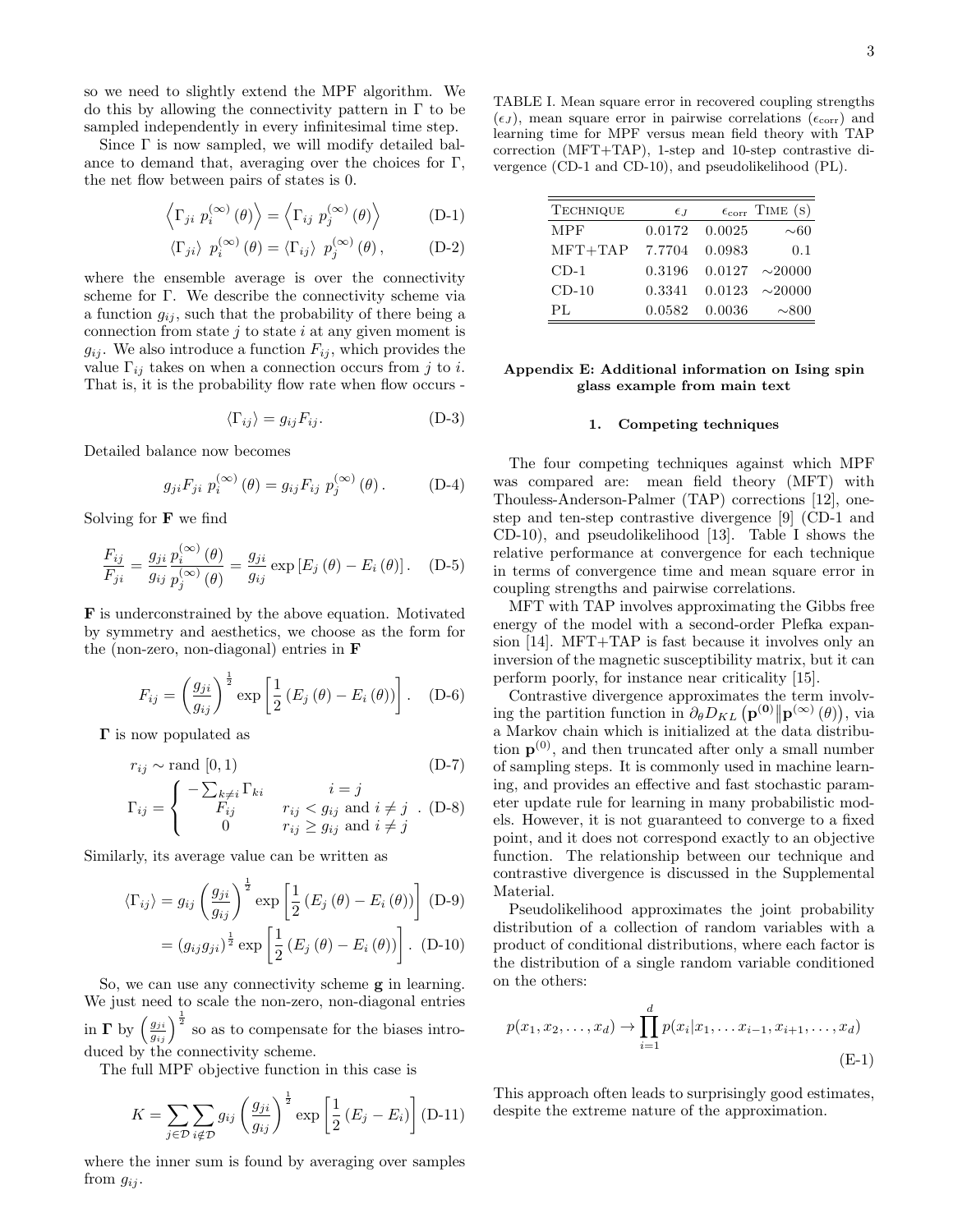so we need to slightly extend the MPF algorithm. We do this by allowing the connectivity pattern in Γ to be sampled independently in every infinitesimal time step.

Since Γ is now sampled, we will modify detailed balance to demand that, averaging over the choices for Γ, the net flow between pairs of states is 0.

$$\left\langle \Gamma_{ji}\ p_i^{(\infty)}(\theta) \right\rangle = \left\langle \Gamma_{ij}\ p_j^{(\infty)}(\theta) \right\rangle \tag{D-1}$$

$$\left\langle \Gamma_{ji} \right\rangle\ p_i^{(\infty)}(\theta) = \left\langle \Gamma_{ij} \right\rangle\ p_j^{(\infty)}(\theta), \tag{D-2}$$

where the ensemble average is over the connectivity scheme for Γ. We describe the connectivity scheme via a function $g_{ij}$, such that the probability of there being a connection from state $j$ to state $i$ at any given moment is $g_{ij}$. We also introduce a function $F_{ij}$, which provides the value $\Gamma_{ij}$ takes on when a connection occurs from $j$ to $i$. That is, it is the probability flow rate when flow occurs -

$$\left\langle \Gamma_{ij} \right\rangle = g_{ij} F_{ij}. \tag{D-3}$$

Detailed balance now becomes

$$g_{ji} F_{ji}\ p_i^{(\infty)}(\theta) = g_{ij} F_{ij}\ p_j^{(\infty)}(\theta). \tag{D-4}$$

Solving for **F** we find

$$\frac{F_{ij}}{F_{ji}} = \frac{g_{ji}}{g_{ij}} \frac{p_i^{(\infty)}(\theta)}{p_j^{(\infty)}(\theta)} = \frac{g_{ji}}{g_{ij}} \exp\left[E_j(\theta) - E_i(\theta)\right]. \tag{D-5}$$

**F** is underconstrained by the above equation. Motivated by symmetry and aesthetics, we choose as the form for the (non-zero, non-diagonal) entries in **F**

$$F_{ij} = \left(\frac{g_{ji}}{g_{ij}}\right)^{\frac{1}{2}} \exp\left[\frac{1}{2}\left(E_j(\theta) - E_i(\theta)\right)\right]. \tag{D-6}$$

**Γ** is now populated as

$$r_{ij} \sim \text{rand}\,[0, 1) \tag{D-7}$$

$$\Gamma_{ij} = \begin{cases} -\sum_{k \neq i} \Gamma_{ki} & i = j \\ F_{ij} & r_{ij} < g_{ij} \text{ and } i \neq j \\ 0 & r_{ij} \geq g_{ij} \text{ and } i \neq j \end{cases}. \tag{D-8}$$

Similarly, its average value can be written as

$$\left\langle \Gamma_{ij} \right\rangle = g_{ij} \left(\frac{g_{ji}}{g_{ij}}\right)^{\frac{1}{2}} \exp\left[\frac{1}{2}\left(E_j(\theta) - E_i(\theta)\right)\right] \tag{D-9}$$

$$= \left(g_{ij} g_{ji}\right)^{\frac{1}{2}} \exp\left[\frac{1}{2}\left(E_j(\theta) - E_i(\theta)\right)\right]. \tag{D-10}$$

So, we can use any connectivity scheme **g** in learning. We just need to scale the non-zero, non-diagonal entries in **Γ** by $\left(\frac{g_{ji}}{g_{ij}}\right)^{\frac{1}{2}}$ so as to compensate for the biases introduced by the connectivity scheme.

The full MPF objective function in this case is

$$K = \sum_{j \in \mathcal{D}} \sum_{i \notin \mathcal{D}} g_{ij} \left(\frac{g_{ji}}{g_{ij}}\right)^{\frac{1}{2}} \exp\left[\frac{1}{2}\left(E_j - E_i\right)\right] \tag{D-11}$$

where the inner sum is found by averaging over samples from $g_{ij}$.

TABLE I. Mean square error in recovered coupling strengths ($\epsilon_J$), mean square error in pairwise correlations ($\epsilon_{\text{corr}}$) and learning time for MPF versus mean field theory with TAP correction (MFT+TAP), 1-step and 10-step contrastive divergence (CD-1 and CD-10), and pseudolikelihood (PL).

| TECHNIQUE | $\epsilon_J$ | $\epsilon_{\text{corr}}$ | TIME (S) |
|---|---|---|---|
| MPF | 0.0172 | 0.0025 | ∼60 |
| MFT+TAP | 7.7704 | 0.0983 | 0.1 |
| CD-1 | 0.3196 | 0.0127 | ∼20000 |
| CD-10 | 0.3341 | 0.0123 | ∼20000 |
| PL | 0.0582 | 0.0036 | ∼800 |

## Appendix E: Additional information on Ising spin glass example from main text

### 1. Competing techniques

The four competing techniques against which MPF was compared are: mean field theory (MFT) with Thouless-Anderson-Palmer (TAP) corrections [12], one-step and ten-step contrastive divergence [9] (CD-1 and CD-10), and pseudolikelihood [13]. Table I shows the relative performance at convergence for each technique in terms of convergence time and mean square error in coupling strengths and pairwise correlations.

MFT with TAP involves approximating the Gibbs free energy of the model with a second-order Plefka expansion [14]. MFT+TAP is fast because it involves only an inversion of the magnetic susceptibility matrix, but it can perform poorly, for instance near criticality [15].

Contrastive divergence approximates the term involving the partition function in $\partial_\theta D_{KL}\left(\mathbf{p}^{(0)} \| \mathbf{p}^{(\infty)}(\theta)\right)$, via a Markov chain which is initialized at the data distribution $\mathbf{p}^{(0)}$, and then truncated after only a small number of sampling steps. It is commonly used in machine learning, and provides an effective and fast stochastic parameter update rule for learning in many probabilistic models. However, it is not guaranteed to converge to a fixed point, and it does not correspond exactly to an objective function. The relationship between our technique and contrastive divergence is discussed in the Supplemental Material.

Pseudolikelihood approximates the joint probability distribution of a collection of random variables with a product of conditional distributions, where each factor is the distribution of a single random variable conditioned on the others:

$$p(x_1, x_2, \ldots, x_d) \rightarrow \prod_{i=1}^{d} p(x_i | x_1, \ldots x_{i-1}, x_{i+1}, \ldots, x_d) \tag{E-1}$$

This approach often leads to surprisingly good estimates, despite the extreme nature of the approximation.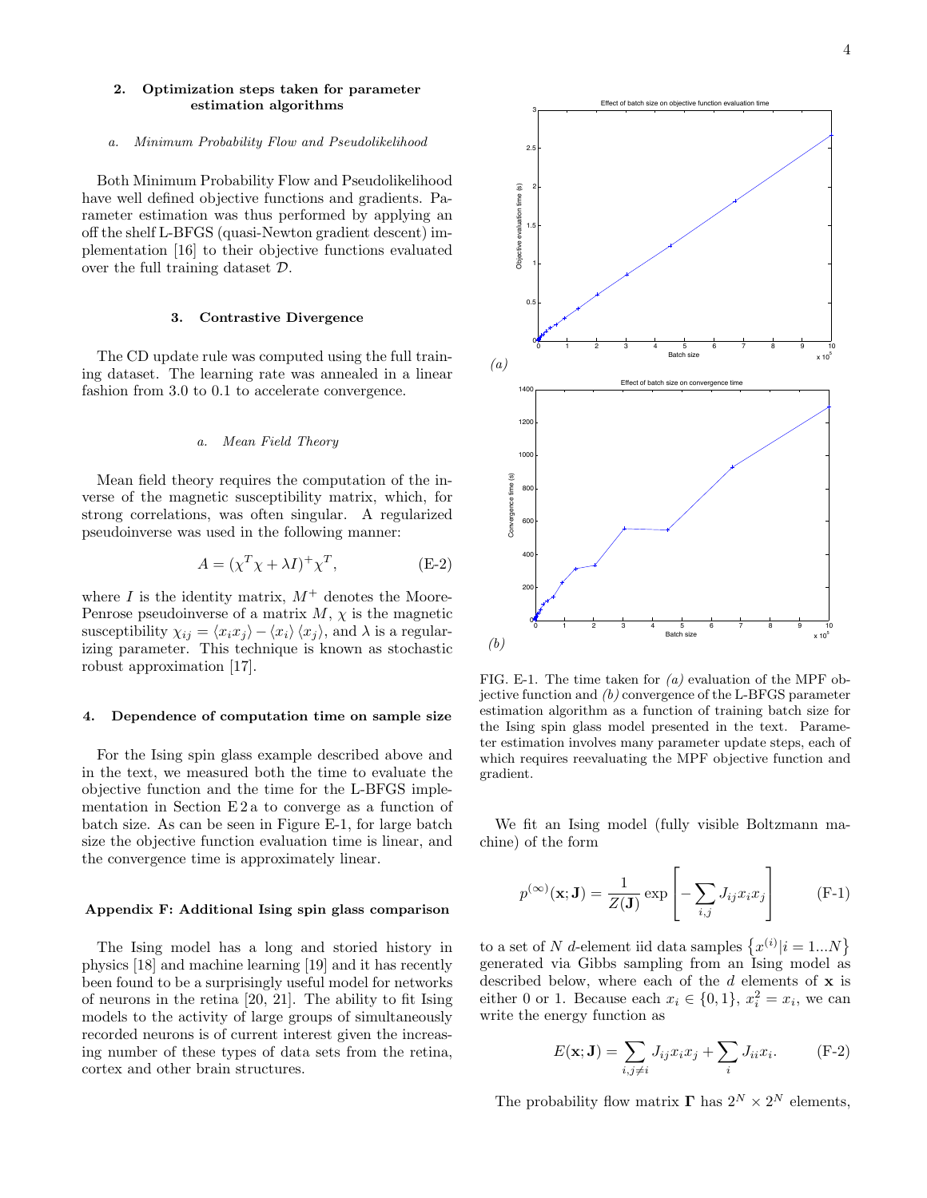### 2. Optimization steps taken for parameter estimation algorithms

#### a. Minimum Probability Flow and Pseudolikelihood

Both Minimum Probability Flow and Pseudolikelihood have well defined objective functions and gradients. Parameter estimation was thus performed by applying an off the shelf L-BFGS (quasi-Newton gradient descent) implementation [16] to their objective functions evaluated over the full training dataset $\mathcal{D}$.

### 3. Contrastive Divergence

The CD update rule was computed using the full training dataset. The learning rate was annealed in a linear fashion from 3.0 to 0.1 to accelerate convergence.

#### a. Mean Field Theory

Mean field theory requires the computation of the inverse of the magnetic susceptibility matrix, which, for strong correlations, was often singular. A regularized pseudoinverse was used in the following manner:

$$A = (\chi^T \chi + \lambda I)^+ \chi^T, \tag{E-2}$$

where $I$ is the identity matrix, $M^+$ denotes the Moore-Penrose pseudoinverse of a matrix $M$, $\chi$ is the magnetic susceptibility $\chi_{ij} = \langle x_i x_j \rangle - \langle x_i \rangle \langle x_j \rangle$, and $\lambda$ is a regularizing parameter. This technique is known as stochastic robust approximation [17].

### 4. Dependence of computation time on sample size

For the Ising spin glass example described above and in the text, we measured both the time to evaluate the objective function and the time for the L-BFGS implementation in Section E 2 a to converge as a function of batch size. As can be seen in Figure E-1, for large batch size the objective function evaluation time is linear, and the convergence time is approximately linear.

FIG. E-1. The time taken for *(a)* evaluation of the MPF objective function and *(b)* convergence of the L-BFGS parameter estimation algorithm as a function of training batch size for the Ising spin glass model presented in the text. Parameter estimation involves many parameter update steps, each of which requires reevaluating the MPF objective function and gradient.

## Appendix F: Additional Ising spin glass comparison

The Ising model has a long and storied history in physics [18] and machine learning [19] and it has recently been found to be a surprisingly useful model for networks of neurons in the retina [20, 21]. The ability to fit Ising models to the activity of large groups of simultaneously recorded neurons is of current interest given the increasing number of these types of data sets from the retina, cortex and other brain structures.

We fit an Ising model (fully visible Boltzmann machine) of the form

$$p^{(\infty)}(\mathbf{x}; \mathbf{J}) = \frac{1}{Z(\mathbf{J})} \exp\left[-\sum_{i,j} J_{ij} x_i x_j\right] \tag{F-1}$$

to a set of $N$ $d$-element iid data samples $\left\{x^{(i)} | i = 1...N\right\}$ generated via Gibbs sampling from an Ising model as described below, where each of the $d$ elements of $\mathbf{x}$ is either 0 or 1. Because each $x_i \in \{0, 1\}$, $x_i^2 = x_i$, we can write the energy function as

$$E(\mathbf{x}; \mathbf{J}) = \sum_{i,j \neq i} J_{ij} x_i x_j + \sum_i J_{ii} x_i. \tag{F-2}$$

The probability flow matrix $\mathbf{\Gamma}$ has $2^N \times 2^N$ elements,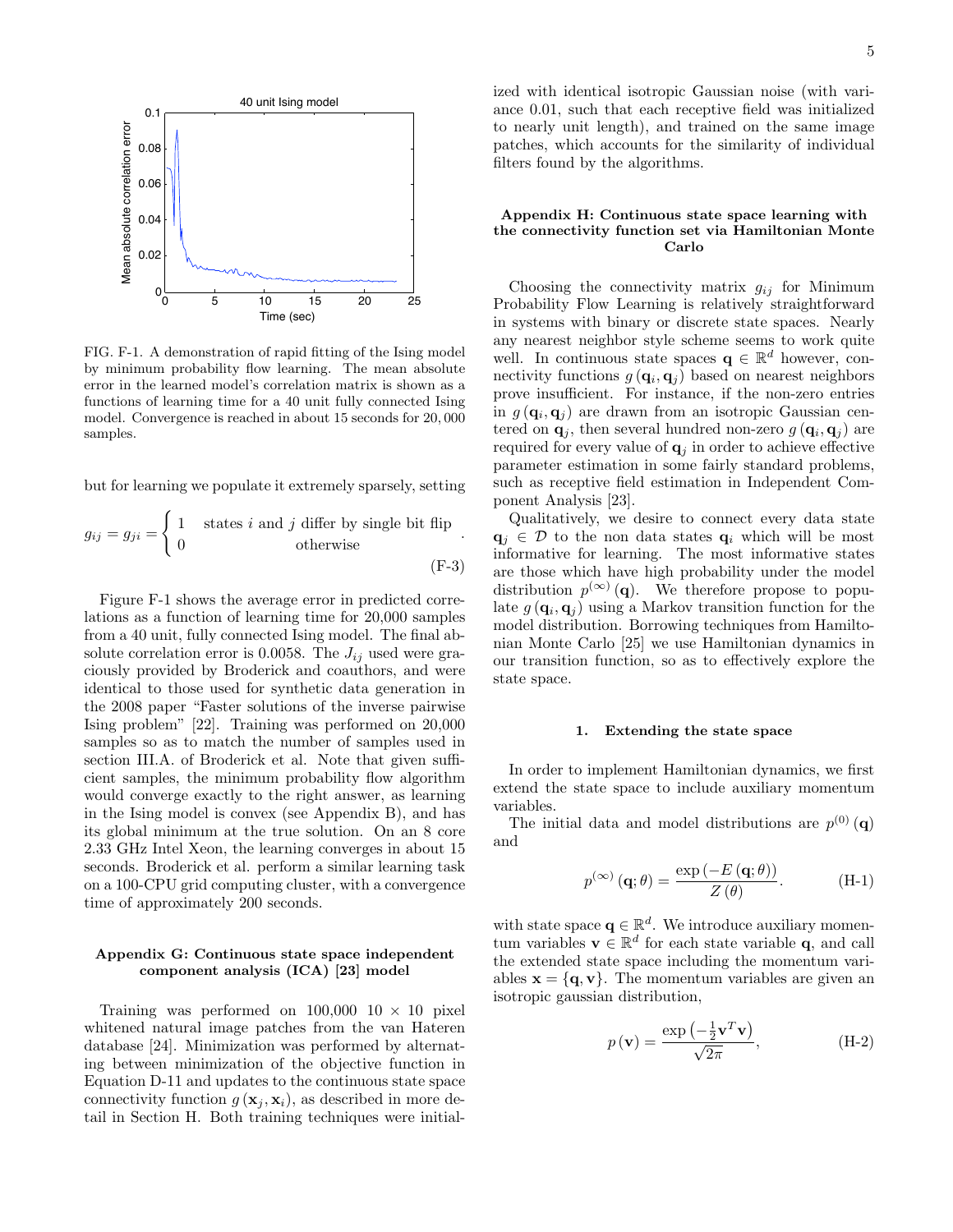FIG. F-1. A demonstration of rapid fitting of the Ising model by minimum probability flow learning. The mean absolute error in the learned model's correlation matrix is shown as a functions of learning time for a 40 unit fully connected Ising model. Convergence is reached in about 15 seconds for 20,000 samples.

but for learning we populate it extremely sparsely, setting

$$g_{ij} = g_{ji} = \begin{cases} 1 & \text{states } i \text{ and } j \text{ differ by single bit flip} \\ 0 & \text{otherwise} \end{cases}. \tag{F-3}$$

Figure F-1 shows the average error in predicted correlations as a function of learning time for 20,000 samples from a 40 unit, fully connected Ising model. The final absolute correlation error is 0.0058. The $J_{ij}$ used were graciously provided by Broderick and coauthors, and were identical to those used for synthetic data generation in the 2008 paper "Faster solutions of the inverse pairwise Ising problem" [22]. Training was performed on 20,000 samples so as to match the number of samples used in section III.A. of Broderick et al. Note that given sufficient samples, the minimum probability flow algorithm would converge exactly to the right answer, as learning in the Ising model is convex (see Appendix B), and has its global minimum at the true solution. On an 8 core 2.33 GHz Intel Xeon, the learning converges in about 15 seconds. Broderick et al. perform a similar learning task on a 100-CPU grid computing cluster, with a convergence time of approximately 200 seconds.

## Appendix G: Continuous state space independent component analysis (ICA) [23] model

Training was performed on 100,000 $10 \times 10$ pixel whitened natural image patches from the van Hateren database [24]. Minimization was performed by alternating between minimization of the objective function in Equation D-11 and updates to the continuous state space connectivity function $g(\mathbf{x}_j, \mathbf{x}_i)$, as described in more detail in Section H. Both training techniques were initialized with identical isotropic Gaussian noise (with variance 0.01, such that each receptive field was initialized to nearly unit length), and trained on the same image patches, which accounts for the similarity of individual filters found by the algorithms.

## Appendix H: Continuous state space learning with the connectivity function set via Hamiltonian Monte Carlo

Choosing the connectivity matrix $g_{ij}$ for Minimum Probability Flow Learning is relatively straightforward in systems with binary or discrete state spaces. Nearly any nearest neighbor style scheme seems to work quite well. In continuous state spaces $\mathbf{q} \in \mathbb{R}^d$ however, connectivity functions $g(\mathbf{q}_i, \mathbf{q}_j)$ based on nearest neighbors prove insufficient. For instance, if the non-zero entries in $g(\mathbf{q}_i, \mathbf{q}_j)$ are drawn from an isotropic Gaussian centered on $\mathbf{q}_j$, then several hundred non-zero $g(\mathbf{q}_i, \mathbf{q}_j)$ are required for every value of $\mathbf{q}_j$ in order to achieve effective parameter estimation in some fairly standard problems, such as receptive field estimation in Independent Component Analysis [23].

Qualitatively, we desire to connect every data state $\mathbf{q}_j \in \mathcal{D}$ to the non data states $\mathbf{q}_i$ which will be most informative for learning. The most informative states are those which have high probability under the model distribution $p^{(\infty)}(\mathbf{q})$. We therefore propose to populate $g(\mathbf{q}_i, \mathbf{q}_j)$ using a Markov transition function for the model distribution. Borrowing techniques from Hamiltonian Monte Carlo [25] we use Hamiltonian dynamics in our transition function, so as to effectively explore the state space.

### 1. Extending the state space

In order to implement Hamiltonian dynamics, we first extend the state space to include auxiliary momentum variables.

The initial data and model distributions are $p^{(0)}(\mathbf{q})$ and

$$p^{(\infty)}(\mathbf{q}; \theta) = \frac{\exp(-E(\mathbf{q}; \theta))}{Z(\theta)}. \tag{H-1}$$

with state space $\mathbf{q} \in \mathbb{R}^d$. We introduce auxiliary momentum variables $\mathbf{v} \in \mathbb{R}^d$ for each state variable $\mathbf{q}$, and call the extended state space including the momentum variables $\mathbf{x} = \{\mathbf{q}, \mathbf{v}\}$. The momentum variables are given an isotropic gaussian distribution,

$$p(\mathbf{v}) = \frac{\exp\left(-\frac{1}{2}\mathbf{v}^T\mathbf{v}\right)}{\sqrt{2\pi}}, \tag{H-2}$$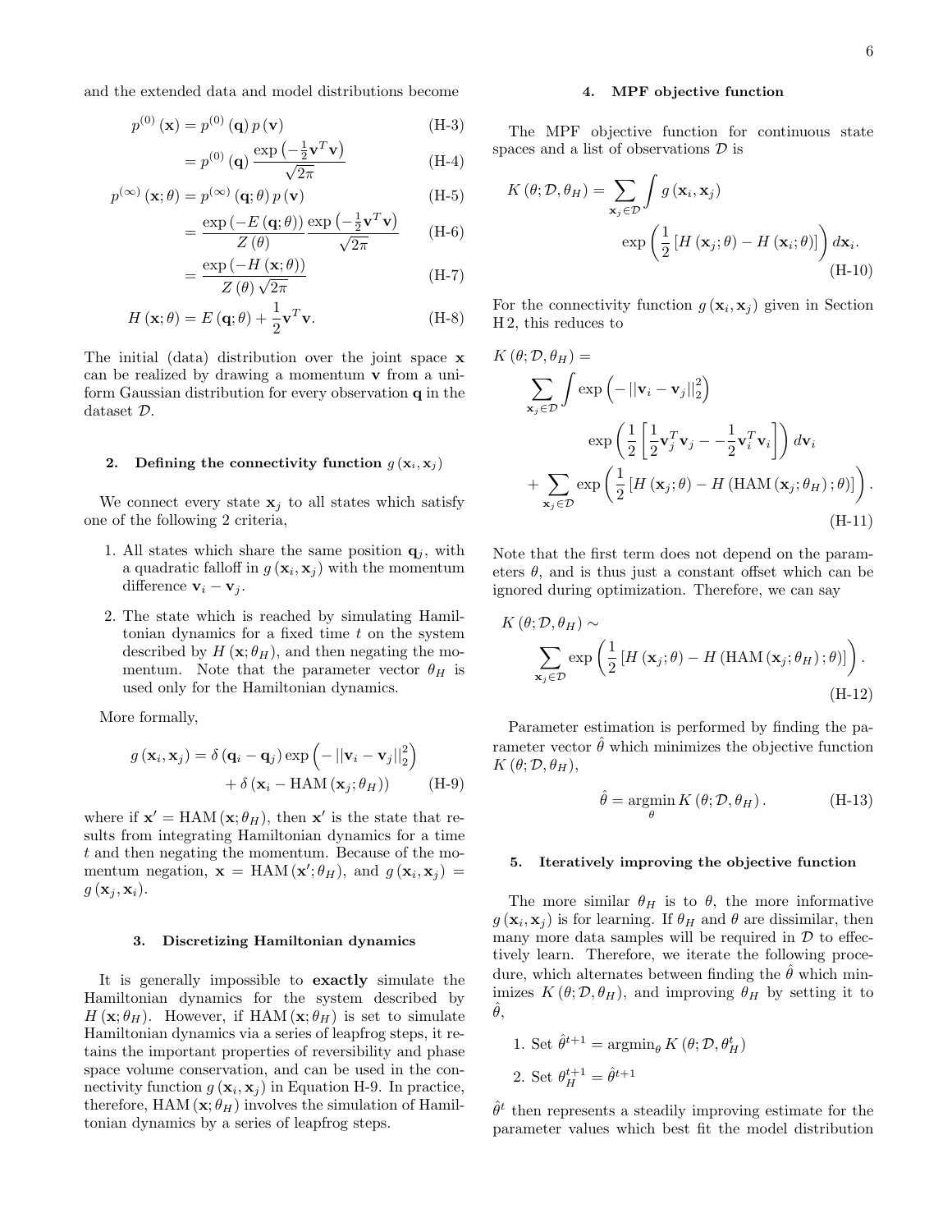and the extended data and model distributions become

$$p^{(0)}(\mathbf{x}) = p^{(0)}(\mathbf{q})\, p(\mathbf{v}) \tag{H-3}$$

$$= p^{(0)}(\mathbf{q}) \frac{\exp\left(-\frac{1}{2}\mathbf{v}^T\mathbf{v}\right)}{\sqrt{2\pi}} \tag{H-4}$$

$$p^{(\infty)}(\mathbf{x};\theta) = p^{(\infty)}(\mathbf{q};\theta)\, p(\mathbf{v}) \tag{H-5}$$

$$= \frac{\exp\left(-E(\mathbf{q};\theta)\right)}{Z(\theta)} \frac{\exp\left(-\frac{1}{2}\mathbf{v}^T\mathbf{v}\right)}{\sqrt{2\pi}} \tag{H-6}$$

$$= \frac{\exp\left(-H(\mathbf{x};\theta)\right)}{Z(\theta)\sqrt{2\pi}} \tag{H-7}$$

$$H(\mathbf{x};\theta) = E(\mathbf{q};\theta) + \frac{1}{2}\mathbf{v}^T\mathbf{v}. \tag{H-8}$$

The initial (data) distribution over the joint space $\mathbf{x}$ can be realized by drawing a momentum $\mathbf{v}$ from a uniform Gaussian distribution for every observation $\mathbf{q}$ in the dataset $\mathcal{D}$.

### 2. Defining the connectivity function $g(\mathbf{x}_i, \mathbf{x}_j)$

We connect every state $\mathbf{x}_j$ to all states which satisfy one of the following 2 criteria,

1. All states which share the same position $\mathbf{q}_j$, with a quadratic falloff in $g(\mathbf{x}_i, \mathbf{x}_j)$ with the momentum difference $\mathbf{v}_i - \mathbf{v}_j$.
2. The state which is reached by simulating Hamiltonian dynamics for a fixed time $t$ on the system described by $H(\mathbf{x};\theta_H)$, and then negating the momentum. Note that the parameter vector $\theta_H$ is used only for the Hamiltonian dynamics.

More formally,

$$g(\mathbf{x}_i, \mathbf{x}_j) = \delta(\mathbf{q}_i - \mathbf{q}_j)\exp\left(-\left\|\mathbf{v}_i - \mathbf{v}_j\right\|_2^2\right) + \delta\left(\mathbf{x}_i - \mathrm{HAM}(\mathbf{x}_j;\theta_H)\right) \tag{H-9}$$

where if $\mathbf{x}' = \mathrm{HAM}(\mathbf{x};\theta_H)$, then $\mathbf{x}'$ is the state that results from integrating Hamiltonian dynamics for a time $t$ and then negating the momentum. Because of the momentum negation, $\mathbf{x} = \mathrm{HAM}(\mathbf{x}';\theta_H)$, and $g(\mathbf{x}_i, \mathbf{x}_j) = g(\mathbf{x}_j, \mathbf{x}_i)$.

### 3. Discretizing Hamiltonian dynamics

It is generally impossible to **exactly** simulate the Hamiltonian dynamics for the system described by $H(\mathbf{x};\theta_H)$. However, if $\mathrm{HAM}(\mathbf{x};\theta_H)$ is set to simulate Hamiltonian dynamics via a series of leapfrog steps, it retains the important properties of reversibility and phase space volume conservation, and can be used in the connectivity function $g(\mathbf{x}_i, \mathbf{x}_j)$ in Equation H-9. In practice, therefore, $\mathrm{HAM}(\mathbf{x};\theta_H)$ involves the simulation of Hamiltonian dynamics by a series of leapfrog steps.

### 4. MPF objective function

The MPF objective function for continuous state spaces and a list of observations $\mathcal{D}$ is

$$K(\theta;\mathcal{D},\theta_H) = \sum_{\mathbf{x}_j\in\mathcal{D}} \int g(\mathbf{x}_i, \mathbf{x}_j) \exp\left(\frac{1}{2}\left[H(\mathbf{x}_j;\theta) - H(\mathbf{x}_i;\theta)\right]\right) d\mathbf{x}_i. \tag{H-10}$$

For the connectivity function $g(\mathbf{x}_i, \mathbf{x}_j)$ given in Section H 2, this reduces to

$$K(\theta;\mathcal{D},\theta_H) = \sum_{\mathbf{x}_j\in\mathcal{D}} \int \exp\left(-\left\|\mathbf{v}_i - \mathbf{v}_j\right\|_2^2\right) \exp\left(\frac{1}{2}\left[\frac{1}{2}\mathbf{v}_j^T\mathbf{v}_j - -\frac{1}{2}\mathbf{v}_i^T\mathbf{v}_i\right]\right) d\mathbf{v}_i + \sum_{\mathbf{x}_j\in\mathcal{D}} \exp\left(\frac{1}{2}\left[H(\mathbf{x}_j;\theta) - H\left(\mathrm{HAM}(\mathbf{x}_j;\theta_H);\theta\right)\right]\right). \tag{H-11}$$

Note that the first term does not depend on the parameters $\theta$, and is thus just a constant offset which can be ignored during optimization. Therefore, we can say

$$K(\theta;\mathcal{D},\theta_H) \sim \sum_{\mathbf{x}_j\in\mathcal{D}} \exp\left(\frac{1}{2}\left[H(\mathbf{x}_j;\theta) - H\left(\mathrm{HAM}(\mathbf{x}_j;\theta_H);\theta\right)\right]\right). \tag{H-12}$$

Parameter estimation is performed by finding the parameter vector $\hat{\theta}$ which minimizes the objective function $K(\theta;\mathcal{D},\theta_H)$,

$$\hat{\theta} = \underset{\theta}{\operatorname{argmin}}\, K(\theta;\mathcal{D},\theta_H). \tag{H-13}$$

### 5. Iteratively improving the objective function

The more similar $\theta_H$ is to $\theta$, the more informative $g(\mathbf{x}_i, \mathbf{x}_j)$ is for learning. If $\theta_H$ and $\theta$ are dissimilar, then many more data samples will be required in $\mathcal{D}$ to effectively learn. Therefore, we iterate the following procedure, which alternates between finding the $\hat{\theta}$ which minimizes $K(\theta;\mathcal{D},\theta_H)$, and improving $\theta_H$ by setting it to $\hat{\theta}$,

1. Set $\hat{\theta}^{t+1} = \operatorname{argmin}_\theta K(\theta;\mathcal{D},\theta_H^t)$
2. Set $\theta_H^{t+1} = \hat{\theta}^{t+1}$

$\hat{\theta}^t$ then represents a steadily improving estimate for the parameter values which best fit the model distribution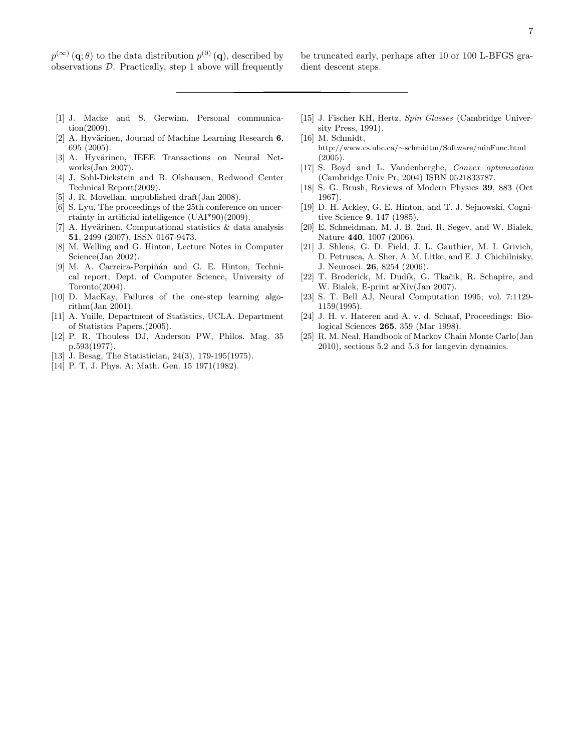$p^{(\infty)}(\mathbf{q};\theta)$ to the data distribution $p^{(0)}(\mathbf{q})$, described by observations $\mathcal{D}$. Practically, step 1 above will frequently be truncated early, perhaps after 10 or 100 L-BFGS gradient descent steps.

---

[1] J. Macke and S. Gerwinn, Personal communication(2009).

[2] A. Hyvärinen, Journal of Machine Learning Research **6**, 695 (2005).

[3] A. Hyvärinen, IEEE Transactions on Neural Networks(Jan 2007).

[4] J. Sohl-Dickstein and B. Olshausen, Redwood Center Technical Report(2009).

[5] J. R. Movellan, unpublished draft(Jan 2008).

[6] S. Lyu, The proceedings of the 25th conference on uncertainty in artificial intelligence (UAI*90)(2009).

[7] A. Hyvärinen, Computational statistics & data analysis **51**, 2499 (2007), ISSN 0167-9473.

[8] M. Welling and G. Hinton, Lecture Notes in Computer Science(Jan 2002).

[9] M. A. Carreira-Perpiñán and G. E. Hinton, Technical report, Dept. of Computer Science, University of Toronto(2004).

[10] D. MacKay, Failures of the one-step learning algorithm(Jan 2001).

[11] A. Yuille, Department of Statistics, UCLA. Department of Statistics Papers.(2005).

[12] P. R. Thouless DJ, Anderson PW, Philos. Mag. 35 p.593(1977).

[13] J. Besag, The Statistician, 24(3), 179-195(1975).

[14] P. T, J. Phys. A: Math. Gen. 15 1971(1982).

[15] J. Fischer KH, Hertz, *Spin Glasses* (Cambridge University Press, 1991).

[16] M. Schmidt, http://www.cs.ubc.ca/∼schmidtm/Software/minFunc.html (2005).

[17] S. Boyd and L. Vandenberghe, *Convex optimization* (Cambridge Univ Pr, 2004) ISBN 0521833787.

[18] S. G. Brush, Reviews of Modern Physics **39**, 883 (Oct 1967).

[19] D. H. Ackley, G. E. Hinton, and T. J. Sejnowski, Cognitive Science **9**, 147 (1985).

[20] E. Schneidman, M. J. B. 2nd, R. Segev, and W. Bialek, Nature **440**, 1007 (2006).

[21] J. Shlens, G. D. Field, J. L. Gauthier, M. I. Grivich, D. Petrusca, A. Sher, A. M. Litke, and E. J. Chichilnisky, J. Neurosci. **26**, 8254 (2006).

[22] T. Broderick, M. Dudík, G. Tkačik, R. Schapire, and W. Bialek, E-print arXiv(Jan 2007).

[23] S. T. Bell AJ, Neural Computation 1995; vol. 7:1129-1159(1995).

[24] J. H. v. Hateren and A. v. d. Schaaf, Proceedings: Biological Sciences **265**, 359 (Mar 1998).

[25] R. M. Neal, Handbook of Markov Chain Monte Carlo(Jan 2010), sections 5.2 and 5.3 for langevin dynamics.